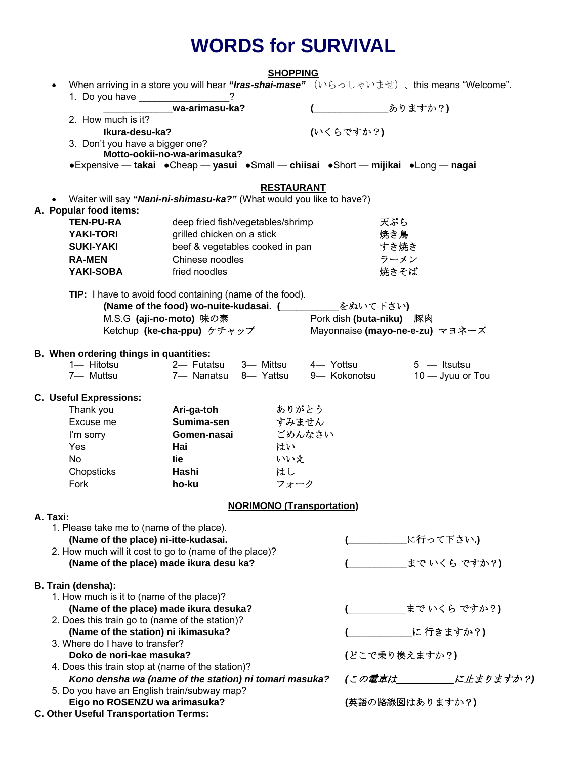# WORDS for SURVIVAL

## SHOPPING

- When arriving in a store you will hear ***"Iras-shai-mase"*** （いらっしゃいませ）、this means "Welcome".

1. Do you have ________________?
   **____________wa-arimasu-ka?** **(_____________ありますか？)**
2. How much is it?
   **Ikura-desu-ka?** **(いくらですか？)**
3. Don't you have a bigger one?
   **Motto-ookii-no-wa-arimasuka?**

●Expensive — **takai** ●Cheap — **yasui** ●Small — **chiisai** ●Short — **mijikai** ●Long — **nagai**

## RESTAURANT

- Waiter will say ***"Nani-ni-shimasu-ka?"*** (What would you like to have?)

**A. Popular food items:**

| | | |
|---|---|---|
| **TEN-PU-RA** | deep fried fish/vegetables/shrimp | 天ぷら |
| **YAKI-TORI** | grilled chicken on a stick | 焼き鳥 |
| **SUKI-YAKI** | beef & vegetables cooked in pan | すき焼き |
| **RA-MEN** | Chinese noodles | ラーメン |
| **YAKI-SOBA** | fried noodles | 焼きそば |

**TIP:** I have to avoid food containing (name of the food).
**(Name of the food) wo-nuite-kudasai. (__________をぬいて下さい)**

M.S.G **(aji-no-moto)** 味の素 　　Pork dish **(buta-niku)** 豚肉
Ketchup **(ke-cha-ppu)** ケチャップ 　　Mayonnaise **(mayo-ne-e-zu)** マヨネーズ

**B. When ordering things in quantities:**

1— Hitotsu　2— Futatsu　3— Mittsu　4— Yottsu　5 — Itsutsu
7— Muttsu　7— Nanatsu　8— Yattsu　9— Kokonotsu　10 — Jyuu or Tou

**C. Useful Expressions:**

| | | |
|---|---|---|
| Thank you | **Ari-ga-toh** | ありがとう |
| Excuse me | **Sumima-sen** | すみません |
| I'm sorry | **Gomen-nasai** | ごめんなさい |
| Yes | **Hai** | はい |
| No | **Iie** | いいえ |
| Chopsticks | **Hashi** | はし |
| Fork | **ho-ku** | フォーク |

## NORIMONO (Transportation)

**A. Taxi:**

1. Please take me to (name of the place).
   **(Name of the place) ni-itte-kudasai.** **(__________に行って下さい.)**
2. How much will it cost to go to (name of the place)?
   **(Name of the place) made ikura desu ka?** **(__________まで いくら ですか？)**

**B. Train (densha):**

1. How much is it to (name of the place)?
   **(Name of the place) made ikura desuka?** **(__________まで いくら ですか？)**
2. Does this train go to (name of the station)?
   **(Name of the station) ni ikimasuka?** **(___________に 行きますか？)**
3. Where do I have to transfer?
   **Doko de nori-kae masuka?** **(どこで乗り換えますか？)**
4. Does this train stop at (name of the station)?
   ***Kono densha wa (name of the station) ni tomari masuka?*** ***(この電車は__________に止まりますか？)***
5. Do you have an English train/subway map?
   **Eigo no ROSENZU wa arimasuka?** **(英語の路線図はありますか？)**

**C. Other Useful Transportation Terms:**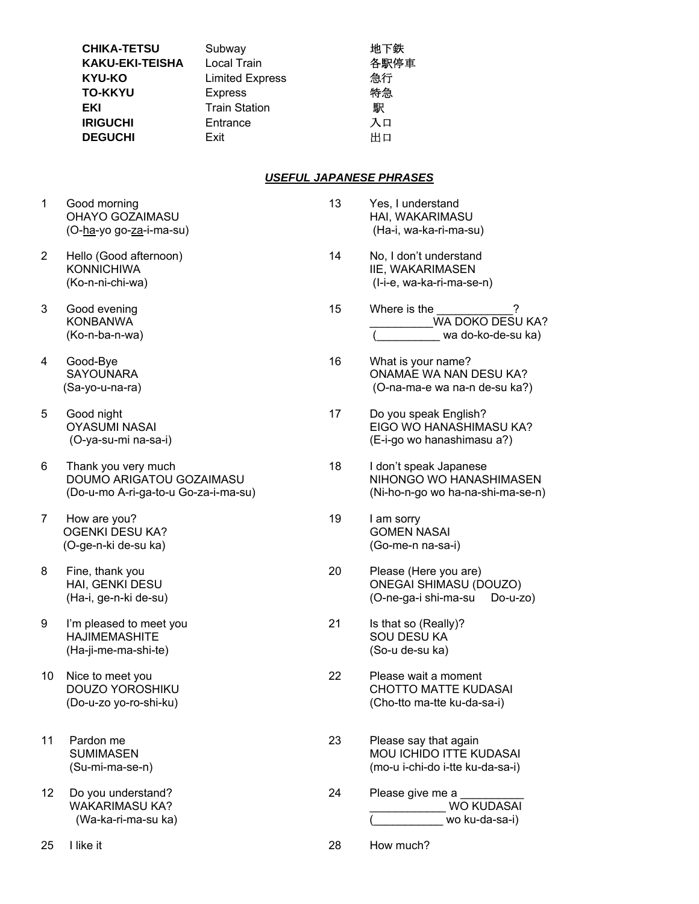| | | |
|---|---|---|
| **CHIKA-TETSU** | Subway | 地下鉄 |
| **KAKU-EKI-TEISHA** | Local Train | 各駅停車 |
| **KYU-KO** | Limited Express | 急行 |
| **TO-KKYU** | Express | 特急 |
| **EKI** | Train Station | 駅 |
| **IRIGUCHI** | Entrance | 入口 |
| **DEGUCHI** | Exit | 出口 |

## ***USEFUL JAPANESE PHRASES***

1. Good morning
   OHAYO GOZAIMASU
   (O-ha-yo go-za-i-ma-su)

2. Hello (Good afternoon)
   KONNICHIWA
   (Ko-n-ni-chi-wa)

3. Good evening
   KONBANWA
   (Ko-n-ba-n-wa)

4. Good-Bye
   SAYOUNARA
   (Sa-yo-u-na-ra)

5. Good night
   OYASUMI NASAI
   (O-ya-su-mi na-sa-i)

6. Thank you very much
   DOUMO ARIGATOU GOZAIMASU
   (Do-u-mo A-ri-ga-to-u Go-za-i-ma-su)

7. How are you?
   OGENKI DESU KA?
   (O-ge-n-ki de-su ka)

8. Fine, thank you
   HAI, GENKI DESU
   (Ha-i, ge-n-ki de-su)

9. I'm pleased to meet you
   HAJIMEMASHITE
   (Ha-ji-me-ma-shi-te)

10. Nice to meet you
    DOUZO YOROSHIKU
    (Do-u-zo yo-ro-shi-ku)

11. Pardon me
    SUMIMASEN
    (Su-mi-ma-se-n)

12. Do you understand?
    WAKARIMASU KA?
    (Wa-ka-ri-ma-su ka)

13. Yes, I understand
    HAI, WAKARIMASU
    (Ha-i, wa-ka-ri-ma-su)

14. No, I don't understand
    IIE, WAKARIMASEN
    (I-i-e, wa-ka-ri-ma-se-n)

15. Where is the ___________?
    __________WA DOKO DESU KA?
    (__________ wa do-ko-de-su ka)

16. What is your name?
    ONAMAE WA NAN DESU KA?
    (O-na-ma-e wa na-n de-su ka?)

17. Do you speak English?
    EIGO WO HANASHIMASU KA?
    (E-i-go wo hanashimasu a?)

18. I don't speak Japanese
    NIHONGO WO HANASHIMASEN
    (Ni-ho-n-go wo ha-na-shi-ma-se-n)

19. I am sorry
    GOMEN NASAI
    (Go-me-n na-sa-i)

20. Please (Here you are)
    ONEGAI SHIMASU (DOUZO)
    (O-ne-ga-i shi-ma-su Do-u-zo)

21. Is that so (Really)?
    SOU DESU KA
    (So-u de-su ka)

22. Please wait a moment
    CHOTTO MATTE KUDASAI
    (Cho-tto ma-tte ku-da-sa-i)

23. Please say that again
    MOU ICHIDO ITTE KUDASAI
    (mo-u i-chi-do i-tte ku-da-sa-i)

24. Please give me a __________
    ____________ WO KUDASAI
    (___________ wo ku-da-sa-i)

25. I like it

28. How much?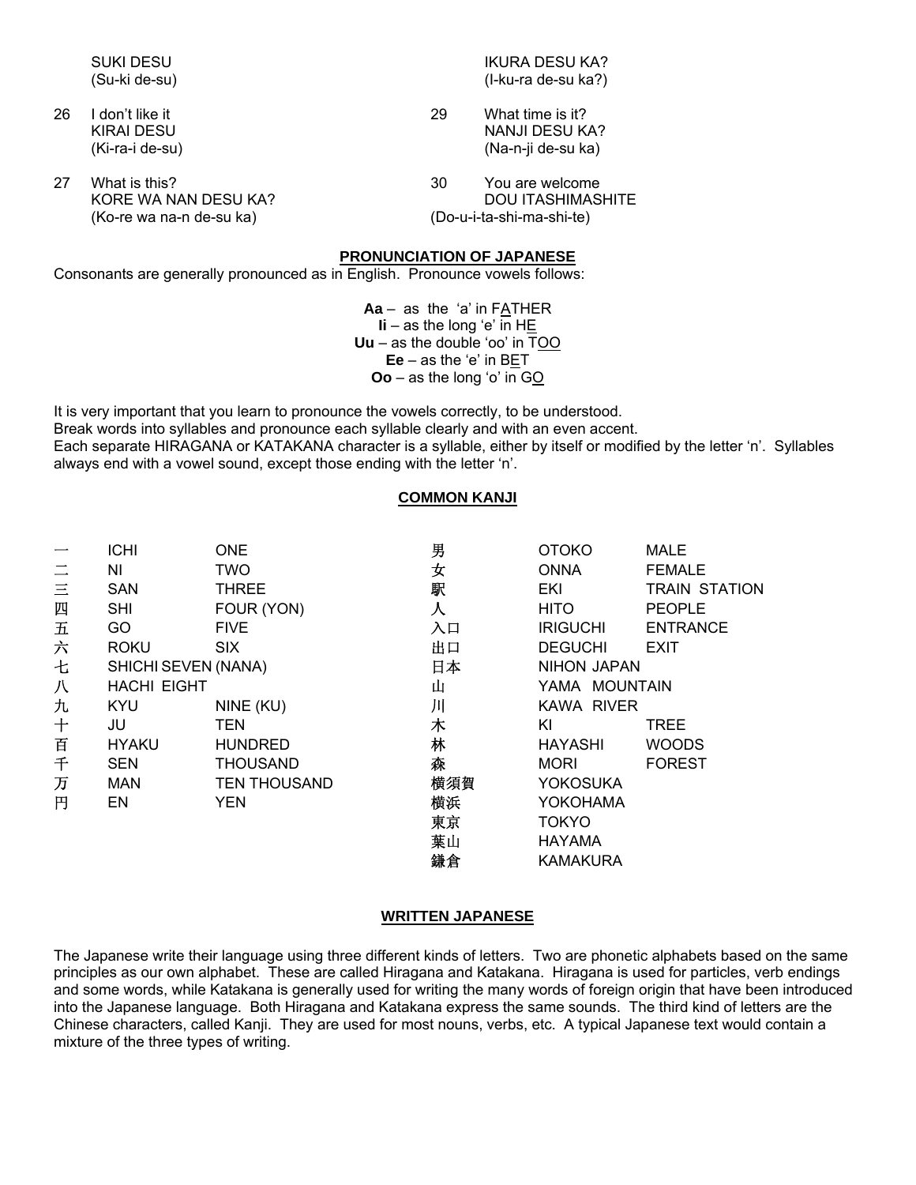SUKI DESU
(Su-ki de-su)

26 I don't like it
KIRAI DESU
(Ki-ra-i de-su)

27 What is this?
KORE WA NAN DESU KA?
(Ko-re wa na-n de-su ka)

IKURA DESU KA?
(I-ku-ra de-su ka?)

29 What time is it?
NANJI DESU KA?
(Na-n-ji de-su ka)

30 You are welcome
DOU ITASHIMASHITE
(Do-u-i-ta-shi-ma-shi-te)

## PRONUNCIATION OF JAPANESE

Consonants are generally pronounced as in English. Pronounce vowels follows:

**Aa** – as the 'a' in FATHER
**Ii** – as the long 'e' in HE
**Uu** – as the double 'oo' in TOO
**Ee** – as the 'e' in BET
**Oo** – as the long 'o' in GO

It is very important that you learn to pronounce the vowels correctly, to be understood.
Break words into syllables and pronounce each syllable clearly and with an even accent.
Each separate HIRAGANA or KATAKANA character is a syllable, either by itself or modified by the letter 'n'. Syllables always end with a vowel sound, except those ending with the letter 'n'.

## COMMON KANJI

| 一 | ICHI | ONE |
|---|---|---|
| 二 | NI | TWO |
| 三 | SAN | THREE |
| 四 | SHI | FOUR (YON) |
| 五 | GO | FIVE |
| 六 | ROKU | SIX |
| 七 | SHICHI | SEVEN (NANA) |
| 八 | HACHI | EIGHT |
| 九 | KYU | NINE (KU) |
| 十 | JU | TEN |
| 百 | HYAKU | HUNDRED |
| 千 | SEN | THOUSAND |
| 万 | MAN | TEN THOUSAND |
| 円 | EN | YEN |

| 男 | OTOKO | MALE |
|---|---|---|
| 女 | ONNA | FEMALE |
| 駅 | EKI | TRAIN STATION |
| 人 | HITO | PEOPLE |
| 入口 | IRIGUCHI | ENTRANCE |
| 出口 | DEGUCHI | EXIT |
| 日本 | NIHON | JAPAN |
| 山 | YAMA | MOUNTAIN |
| 川 | KAWA | RIVER |
| 木 | KI | TREE |
| 林 | HAYASHI | WOODS |
| 森 | MORI | FOREST |
| 横須賀 | YOKOSUKA | |
| 横浜 | YOKOHAMA | |
| 東京 | TOKYO | |
| 葉山 | HAYAMA | |
| 鎌倉 | KAMAKURA | |

## WRITTEN JAPANESE

The Japanese write their language using three different kinds of letters. Two are phonetic alphabets based on the same principles as our own alphabet. These are called Hiragana and Katakana. Hiragana is used for particles, verb endings and some words, while Katakana is generally used for writing the many words of foreign origin that have been introduced into the Japanese language. Both Hiragana and Katakana express the same sounds. The third kind of letters are the Chinese characters, called Kanji. They are used for most nouns, verbs, etc. A typical Japanese text would contain a mixture of the three types of writing.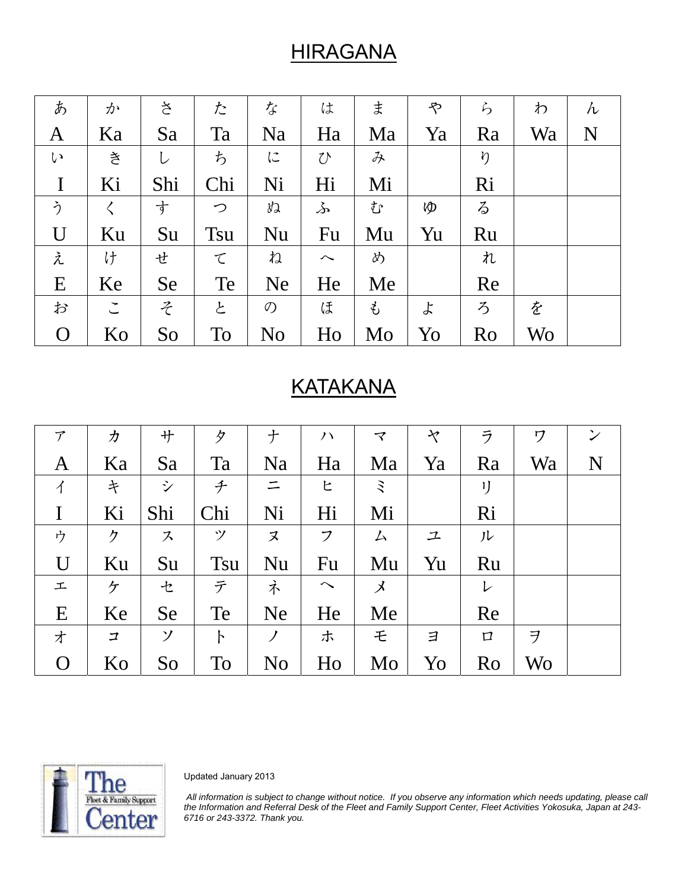## HIRAGANA

| | | | | | | | | | | |
|---|---|---|---|---|---|---|---|---|---|---|
| あ A | か Ka | さ Sa | た Ta | な Na | は Ha | ま Ma | や Ya | ら Ra | わ Wa | ん N |
| い I | き Ki | し Shi | ち Chi | に Ni | ひ Hi | み Mi | | り Ri | | |
| う U | く Ku | す Su | つ Tsu | ぬ Nu | ふ Fu | む Mu | ゆ Yu | る Ru | | |
| え E | け Ke | せ Se | て Te | ね Ne | へ He | め Me | | れ Re | | |
| お O | こ Ko | そ So | と To | の No | ほ Ho | も Mo | よ Yo | ろ Ro | を Wo | |

## KATAKANA

| | | | | | | | | | | |
|---|---|---|---|---|---|---|---|---|---|---|
| ア A | カ Ka | サ Sa | タ Ta | ナ Na | ハ Ha | マ Ma | ヤ Ya | ラ Ra | ワ Wa | ン N |
| イ I | キ Ki | シ Shi | チ Chi | ニ Ni | ヒ Hi | ミ Mi | | リ Ri | | |
| ウ U | ク Ku | ス Su | ツ Tsu | ヌ Nu | フ Fu | ム Mu | ユ Yu | ル Ru | | |
| エ E | ケ Ke | セ Se | テ Te | ネ Ne | ヘ He | メ Me | | レ Re | | |
| オ O | コ Ko | ソ So | ト To | ノ No | ホ Ho | モ Mo | ヨ Yo | ロ Ro | ヲ Wo | |

The Fleet & Family Support Center

Updated January 2013

*All information is subject to change without notice. If you observe any information which needs updating, please call the Information and Referral Desk of the Fleet and Family Support Center, Fleet Activities Yokosuka, Japan at 243-6716 or 243-3372. Thank you.*